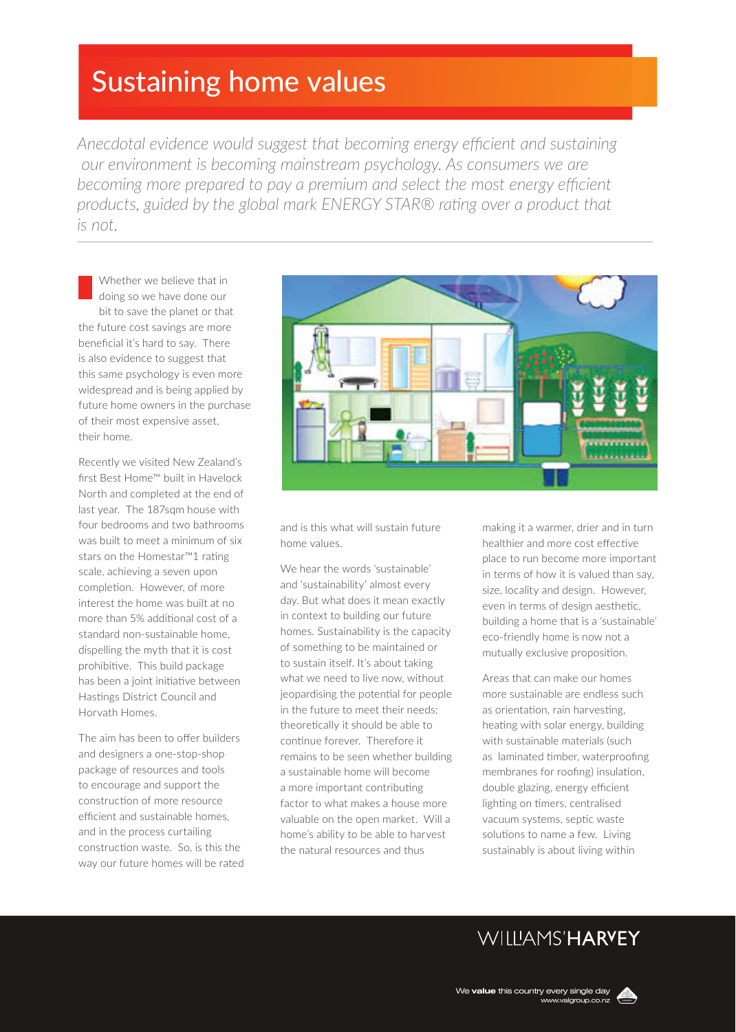# Sustaining home values

*Anecdotal evidence would suggest that becoming energy efficient and sustaining our environment is becoming mainstream psychology. As consumers we are becoming more prepared to pay a premium and select the most energy efficient products, guided by the global mark ENERGY STAR® rating over a product that is not.*

Whether we believe that in doing so we have done our bit to save the planet or that the future cost savings are more beneficial it's hard to say. There is also evidence to suggest that this same psychology is even more widespread and is being applied by future home owners in the purchase of their most expensive asset, their home.

Recently we visited New Zealand's first Best Home™ built in Havelock North and completed at the end of last year. The 187sqm house with four bedrooms and two bathrooms was built to meet a minimum of six stars on the Homestar™1 rating scale, achieving a seven upon completion. However, of more interest the home was built at no more than 5% additional cost of a standard non-sustainable home, dispelling the myth that it is cost prohibitive. This build package has been a joint initiative between Hastings District Council and Horvath Homes.

The aim has been to offer builders and designers a one-stop-shop package of resources and tools to encourage and support the construction of more resource efficient and sustainable homes, and in the process curtailing construction waste. So, is this the way our future homes will be rated and is this what will sustain future home values.

We hear the words 'sustainable' and 'sustainability' almost every day. But what does it mean exactly in context to building our future homes. Sustainability is the capacity of something to be maintained or to sustain itself. It's about taking what we need to live now, without jeopardising the potential for people in the future to meet their needs; theoretically it should be able to continue forever. Therefore it remains to be seen whether building a sustainable home will become a more important contributing factor to what makes a house more valuable on the open market. Will a home's ability to be able to harvest the natural resources and thus making it a warmer, drier and in turn healthier and more cost effective place to run become more important in terms of how it is valued than say, size, locality and design. However, even in terms of design aesthetic, building a home that is a 'sustainable' eco-friendly home is now not a mutually exclusive proposition.

Areas that can make our homes more sustainable are endless such as orientation, rain harvesting, heating with solar energy, building with sustainable materials (such as laminated timber, waterproofing membranes for roofing) insulation, double glazing, energy efficient lighting on timers, centralised vacuum systems, septic waste solutions to name a few. Living sustainably is about living within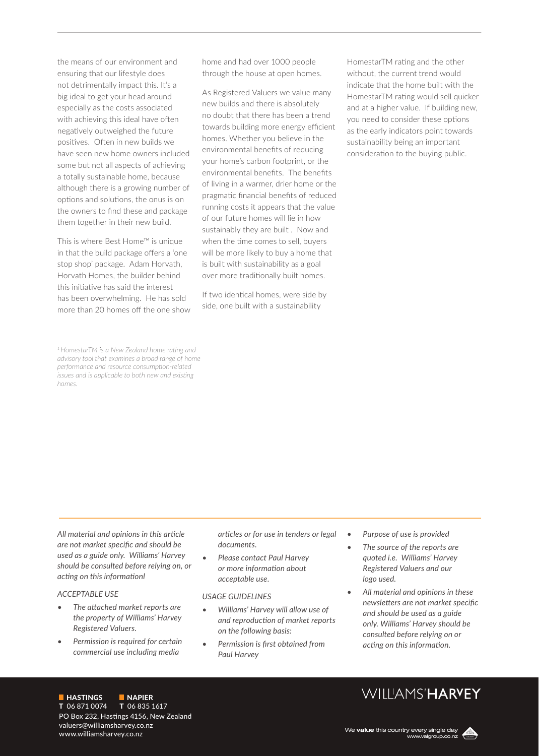the means of our environment and ensuring that our lifestyle does not detrimentally impact this. It's a big ideal to get your head around especially as the costs associated with achieving this ideal have often negatively outweighed the future positives. Often in new builds we have seen new home owners included some but not all aspects of achieving a totally sustainable home, because although there is a growing number of options and solutions, the onus is on the owners to find these and package them together in their new build.

This is where Best Home™ is unique in that the build package offers a 'one stop shop' package. Adam Horvath, Horvath Homes, the builder behind this initiative has said the interest has been overwhelming. He has sold more than 20 homes off the one show home and had over 1000 people through the house at open homes.

As Registered Valuers we value many new builds and there is absolutely no doubt that there has been a trend towards building more energy efficient homes. Whether you believe in the environmental benefits of reducing your home's carbon footprint, or the environmental benefits. The benefits of living in a warmer, drier home or the pragmatic financial benefits of reduced running costs it appears that the value of our future homes will lie in how sustainably they are built . Now and when the time comes to sell, buyers will be more likely to buy a home that is built with sustainability as a goal over more traditionally built homes.

If two identical homes, were side by side, one built with a sustainability HomestarTM rating and the other without, the current trend would indicate that the home built with the HomestarTM rating would sell quicker and at a higher value. If building new, you need to consider these options as the early indicators point towards sustainability being an important consideration to the buying public.

*[1] HomestarTM is a New Zealand home rating and advisory tool that examines a broad range of home performance and resource consumption-related issues and is applicable to both new and existing homes.*

*All material and opinions in this article are not market specific and should be used as a guide only. Williams' Harvey should be consulted before relying on, or acting on this informationl*

*ACCEPTABLE USE*

- *The attached market reports are the property of Williams' Harvey Registered Valuers.*
- *Permission is required for certain commercial use including media articles or for use in tenders or legal documents.*
- *Please contact Paul Harvey or more information about acceptable use.*

*USAGE GUIDELINES*

- *Williams' Harvey will allow use of and reproduction of market reports on the following basis:*
- *Permission is first obtained from Paul Harvey*
- *Purpose of use is provided*
- *The source of the reports are quoted i.e. Williams' Harvey Registered Valuers and our logo used.*
- *All material and opinions in these newsletters are not market specific and should be used as a guide only. Williams' Harvey should be consulted before relying on or acting on this information.*

**HASTINGS** T 06 871 0074 **NAPIER** T 06 835 1617
PO Box 232, Hastings 4156, New Zealand
valuers@williamsharvey.co.nz
www.williamsharvey.co.nz

WILLIAMS'HARVEY

We **value** this country every single day
www.valgroup.co.nz